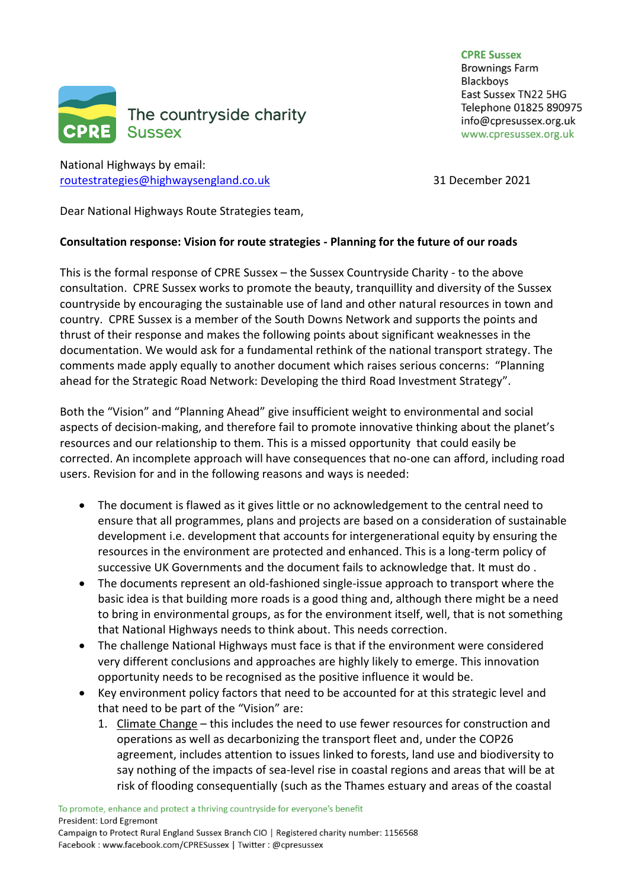The countryside charity
CPRE Sussex

**CPRE Sussex**
Brownings Farm
Blackboys
East Sussex TN22 5HG
Telephone 01825 890975
info@cpresussex.org.uk
www.cpresussex.org.uk

National Highways by email:
routestrategies@highwaysengland.co.uk

31 December 2021

Dear National Highways Route Strategies team,

**Consultation response: Vision for route strategies - Planning for the future of our roads**

This is the formal response of CPRE Sussex – the Sussex Countryside Charity - to the above consultation. CPRE Sussex works to promote the beauty, tranquillity and diversity of the Sussex countryside by encouraging the sustainable use of land and other natural resources in town and country. CPRE Sussex is a member of the South Downs Network and supports the points and thrust of their response and makes the following points about significant weaknesses in the documentation. We would ask for a fundamental rethink of the national transport strategy. The comments made apply equally to another document which raises serious concerns: "Planning ahead for the Strategic Road Network: Developing the third Road Investment Strategy".

Both the "Vision" and "Planning Ahead" give insufficient weight to environmental and social aspects of decision-making, and therefore fail to promote innovative thinking about the planet's resources and our relationship to them. This is a missed opportunity that could easily be corrected. An incomplete approach will have consequences that no-one can afford, including road users. Revision for and in the following reasons and ways is needed:

- The document is flawed as it gives little or no acknowledgement to the central need to ensure that all programmes, plans and projects are based on a consideration of sustainable development i.e. development that accounts for intergenerational equity by ensuring the resources in the environment are protected and enhanced. This is a long-term policy of successive UK Governments and the document fails to acknowledge that. It must do .
- The documents represent an old-fashioned single-issue approach to transport where the basic idea is that building more roads is a good thing and, although there might be a need to bring in environmental groups, as for the environment itself, well, that is not something that National Highways needs to think about. This needs correction.
- The challenge National Highways must face is that if the environment were considered very different conclusions and approaches are highly likely to emerge. This innovation opportunity needs to be recognised as the positive influence it would be.
- Key environment policy factors that need to be accounted for at this strategic level and that need to be part of the "Vision" are:
    1. Climate Change – this includes the need to use fewer resources for construction and operations as well as decarbonizing the transport fleet and, under the COP26 agreement, includes attention to issues linked to forests, land use and biodiversity to say nothing of the impacts of sea-level rise in coastal regions and areas that will be at risk of flooding consequentially (such as the Thames estuary and areas of the coastal

To promote, enhance and protect a thriving countryside for everyone's benefit
President: Lord Egremont
Campaign to Protect Rural England Sussex Branch CIO | Registered charity number: 1156568
Facebook : www.facebook.com/CPRESussex | Twitter : @cpresussex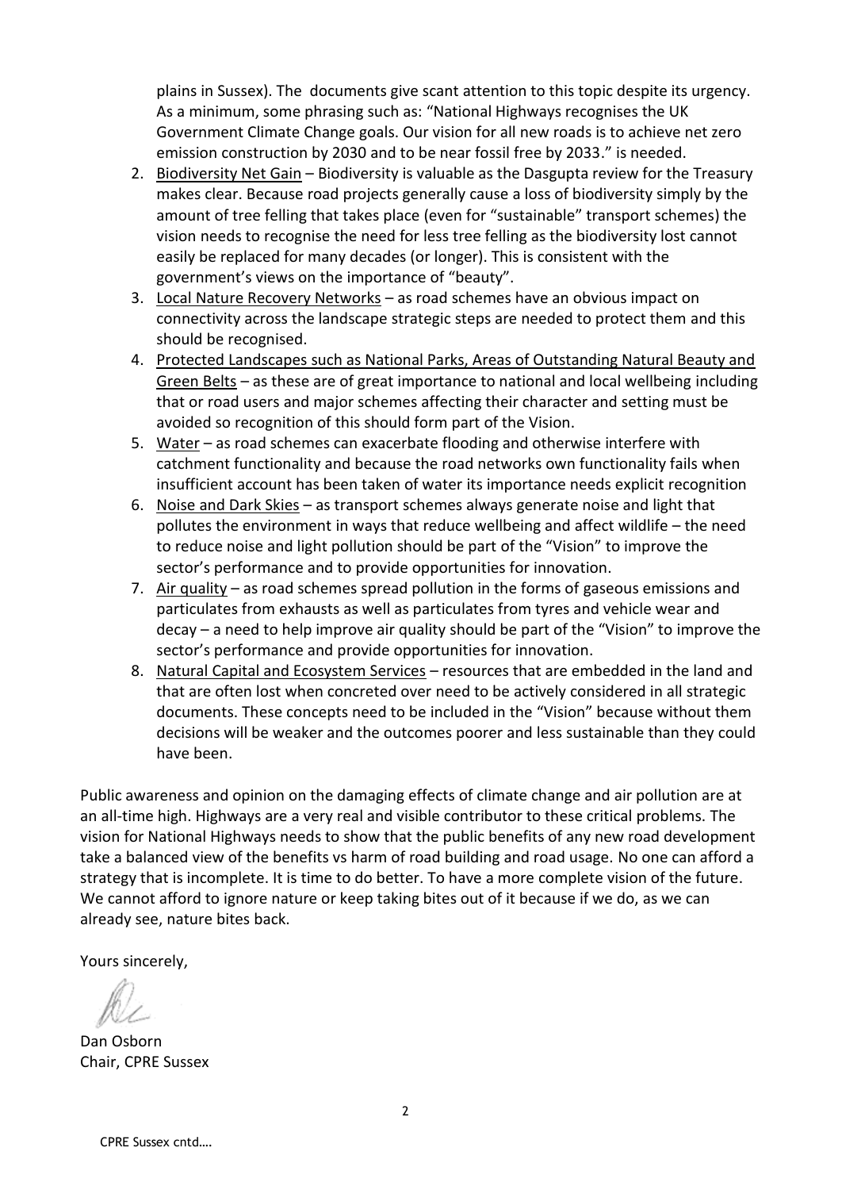plains in Sussex). The  documents give scant attention to this topic despite its urgency. As a minimum, some phrasing such as: "National Highways recognises the UK Government Climate Change goals. Our vision for all new roads is to achieve net zero emission construction by 2030 and to be near fossil free by 2033." is needed.

2. Biodiversity Net Gain – Biodiversity is valuable as the Dasgupta review for the Treasury makes clear. Because road projects generally cause a loss of biodiversity simply by the amount of tree felling that takes place (even for "sustainable" transport schemes) the vision needs to recognise the need for less tree felling as the biodiversity lost cannot easily be replaced for many decades (or longer). This is consistent with the government's views on the importance of "beauty".
3. Local Nature Recovery Networks – as road schemes have an obvious impact on connectivity across the landscape strategic steps are needed to protect them and this should be recognised.
4. Protected Landscapes such as National Parks, Areas of Outstanding Natural Beauty and Green Belts – as these are of great importance to national and local wellbeing including that or road users and major schemes affecting their character and setting must be avoided so recognition of this should form part of the Vision.
5. Water – as road schemes can exacerbate flooding and otherwise interfere with catchment functionality and because the road networks own functionality fails when insufficient account has been taken of water its importance needs explicit recognition
6. Noise and Dark Skies – as transport schemes always generate noise and light that pollutes the environment in ways that reduce wellbeing and affect wildlife – the need to reduce noise and light pollution should be part of the "Vision" to improve the sector's performance and to provide opportunities for innovation.
7. Air quality – as road schemes spread pollution in the forms of gaseous emissions and particulates from exhausts as well as particulates from tyres and vehicle wear and decay – a need to help improve air quality should be part of the "Vision" to improve the sector's performance and provide opportunities for innovation.
8. Natural Capital and Ecosystem Services – resources that are embedded in the land and that are often lost when concreted over need to be actively considered in all strategic documents. These concepts need to be included in the "Vision" because without them decisions will be weaker and the outcomes poorer and less sustainable than they could have been.

Public awareness and opinion on the damaging effects of climate change and air pollution are at an all-time high. Highways are a very real and visible contributor to these critical problems. The vision for National Highways needs to show that the public benefits of any new road development take a balanced view of the benefits vs harm of road building and road usage. No one can afford a strategy that is incomplete. It is time to do better. To have a more complete vision of the future. We cannot afford to ignore nature or keep taking bites out of it because if we do, as we can already see, nature bites back.

Yours sincerely,

Dan Osborn
Chair, CPRE Sussex